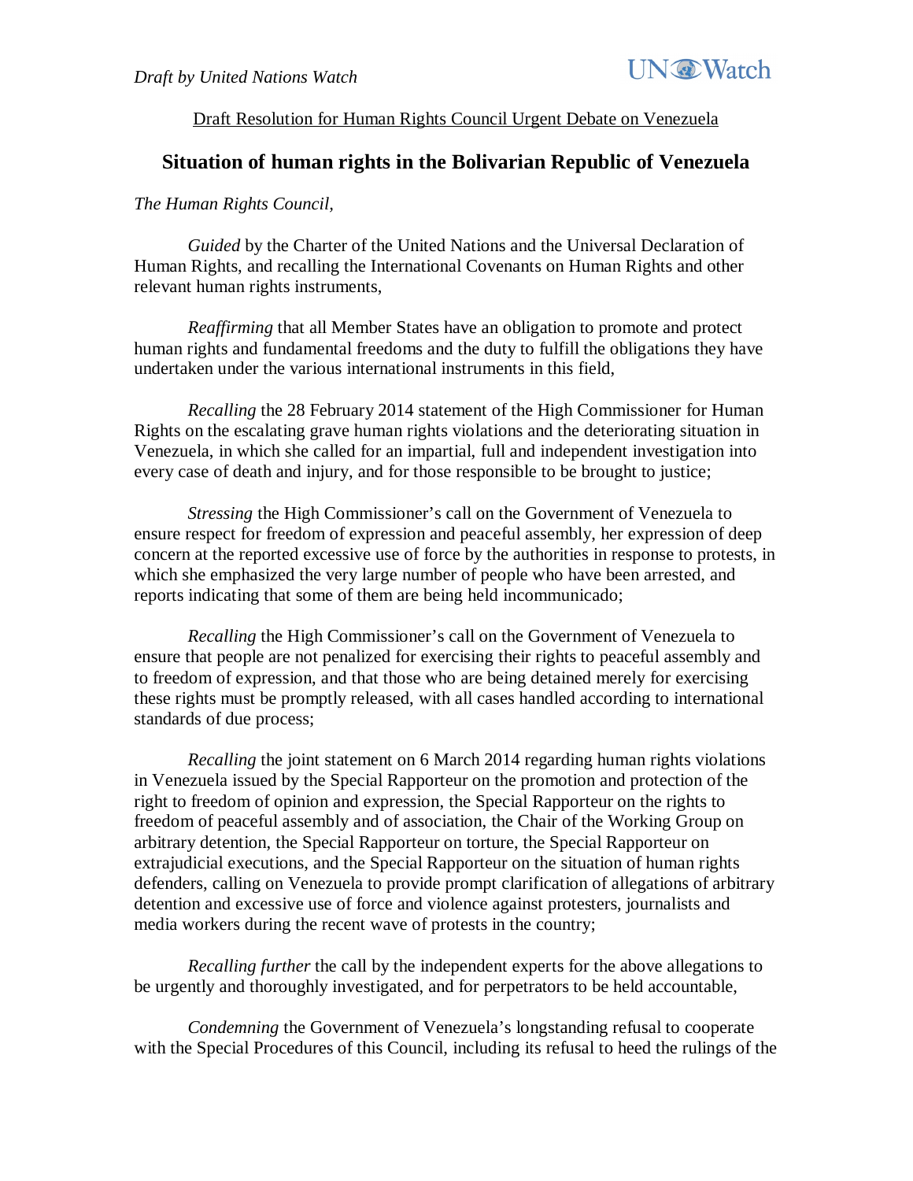*Draft by United Nations Watch*

UN Watch

Draft Resolution for Human Rights Council Urgent Debate on Venezuela

## Situation of human rights in the Bolivarian Republic of Venezuela

*The Human Rights Council,*

*Guided* by the Charter of the United Nations and the Universal Declaration of Human Rights, and recalling the International Covenants on Human Rights and other relevant human rights instruments,

*Reaffirming* that all Member States have an obligation to promote and protect human rights and fundamental freedoms and the duty to fulfill the obligations they have undertaken under the various international instruments in this field,

*Recalling* the 28 February 2014 statement of the High Commissioner for Human Rights on the escalating grave human rights violations and the deteriorating situation in Venezuela, in which she called for an impartial, full and independent investigation into every case of death and injury, and for those responsible to be brought to justice;

*Stressing* the High Commissioner's call on the Government of Venezuela to ensure respect for freedom of expression and peaceful assembly, her expression of deep concern at the reported excessive use of force by the authorities in response to protests, in which she emphasized the very large number of people who have been arrested, and reports indicating that some of them are being held incommunicado;

*Recalling* the High Commissioner's call on the Government of Venezuela to ensure that people are not penalized for exercising their rights to peaceful assembly and to freedom of expression, and that those who are being detained merely for exercising these rights must be promptly released, with all cases handled according to international standards of due process;

*Recalling* the joint statement on 6 March 2014 regarding human rights violations in Venezuela issued by the Special Rapporteur on the promotion and protection of the right to freedom of opinion and expression, the Special Rapporteur on the rights to freedom of peaceful assembly and of association, the Chair of the Working Group on arbitrary detention, the Special Rapporteur on torture, the Special Rapporteur on extrajudicial executions, and the Special Rapporteur on the situation of human rights defenders, calling on Venezuela to provide prompt clarification of allegations of arbitrary detention and excessive use of force and violence against protesters, journalists and media workers during the recent wave of protests in the country;

*Recalling further* the call by the independent experts for the above allegations to be urgently and thoroughly investigated, and for perpetrators to be held accountable,

*Condemning* the Government of Venezuela's longstanding refusal to cooperate with the Special Procedures of this Council, including its refusal to heed the rulings of the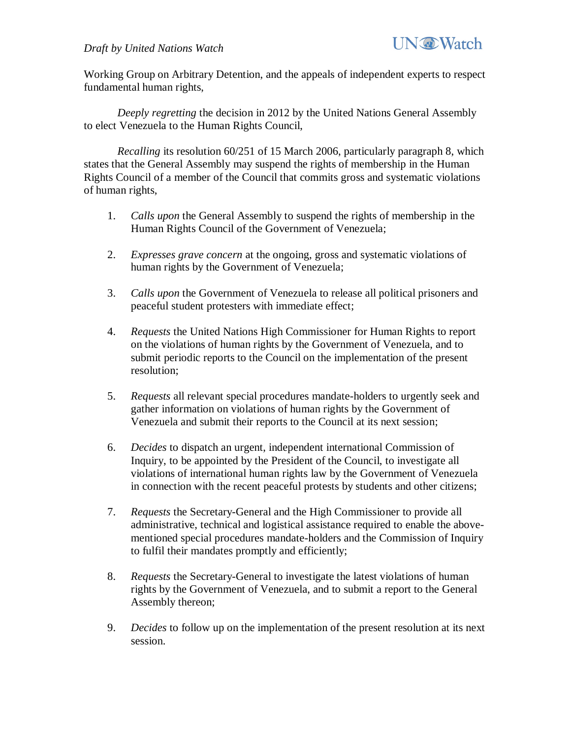Working Group on Arbitrary Detention, and the appeals of independent experts to respect fundamental human rights,

*Deeply regretting* the decision in 2012 by the United Nations General Assembly to elect Venezuela to the Human Rights Council,

*Recalling* its resolution 60/251 of 15 March 2006, particularly paragraph 8, which states that the General Assembly may suspend the rights of membership in the Human Rights Council of a member of the Council that commits gross and systematic violations of human rights,

1. *Calls upon* the General Assembly to suspend the rights of membership in the Human Rights Council of the Government of Venezuela;

2. *Expresses grave concern* at the ongoing, gross and systematic violations of human rights by the Government of Venezuela;

3. *Calls upon* the Government of Venezuela to release all political prisoners and peaceful student protesters with immediate effect;

4. *Requests* the United Nations High Commissioner for Human Rights to report on the violations of human rights by the Government of Venezuela, and to submit periodic reports to the Council on the implementation of the present resolution;

5. *Requests* all relevant special procedures mandate-holders to urgently seek and gather information on violations of human rights by the Government of Venezuela and submit their reports to the Council at its next session;

6. *Decides* to dispatch an urgent, independent international Commission of Inquiry, to be appointed by the President of the Council, to investigate all violations of international human rights law by the Government of Venezuela in connection with the recent peaceful protests by students and other citizens;

7. *Requests* the Secretary-General and the High Commissioner to provide all administrative, technical and logistical assistance required to enable the above-mentioned special procedures mandate-holders and the Commission of Inquiry to fulfil their mandates promptly and efficiently;

8. *Requests* the Secretary-General to investigate the latest violations of human rights by the Government of Venezuela, and to submit a report to the General Assembly thereon;

9. *Decides* to follow up on the implementation of the present resolution at its next session.